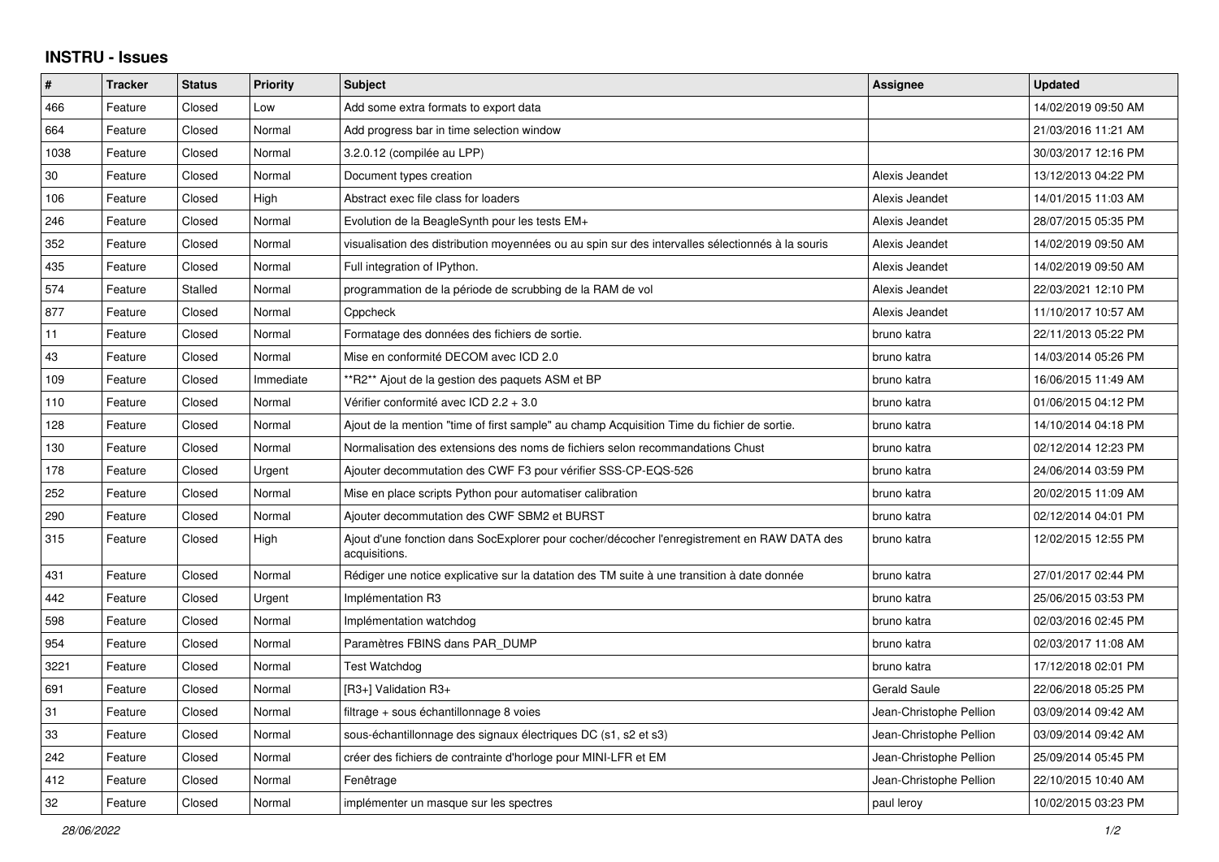# INSTRU - Issues

| # | Tracker | Status | Priority | Subject | Assignee | Updated |
|---|---|---|---|---|---|---|
| 466 | Feature | Closed | Low | Add some extra formats to export data | | 14/02/2019 09:50 AM |
| 664 | Feature | Closed | Normal | Add progress bar in time selection window | | 21/03/2016 11:21 AM |
| 1038 | Feature | Closed | Normal | 3.2.0.12 (compilée au LPP) | | 30/03/2017 12:16 PM |
| 30 | Feature | Closed | Normal | Document types creation | Alexis Jeandet | 13/12/2013 04:22 PM |
| 106 | Feature | Closed | High | Abstract exec file class for loaders | Alexis Jeandet | 14/01/2015 11:03 AM |
| 246 | Feature | Closed | Normal | Evolution de la BeagleSynth pour les tests EM+ | Alexis Jeandet | 28/07/2015 05:35 PM |
| 352 | Feature | Closed | Normal | visualisation des distribution moyennées ou au spin sur des intervalles sélectionnés à la souris | Alexis Jeandet | 14/02/2019 09:50 AM |
| 435 | Feature | Closed | Normal | Full integration of IPython. | Alexis Jeandet | 14/02/2019 09:50 AM |
| 574 | Feature | Stalled | Normal | programmation de la période de scrubbing de la RAM de vol | Alexis Jeandet | 22/03/2021 12:10 PM |
| 877 | Feature | Closed | Normal | Cppcheck | Alexis Jeandet | 11/10/2017 10:57 AM |
| 11 | Feature | Closed | Normal | Formatage des données des fichiers de sortie. | bruno katra | 22/11/2013 05:22 PM |
| 43 | Feature | Closed | Normal | Mise en conformité DECOM avec ICD 2.0 | bruno katra | 14/03/2014 05:26 PM |
| 109 | Feature | Closed | Immediate | **R2** Ajout de la gestion des paquets ASM et BP | bruno katra | 16/06/2015 11:49 AM |
| 110 | Feature | Closed | Normal | Vérifier conformité avec ICD 2.2 + 3.0 | bruno katra | 01/06/2015 04:12 PM |
| 128 | Feature | Closed | Normal | Ajout de la mention "time of first sample" au champ Acquisition Time du fichier de sortie. | bruno katra | 14/10/2014 04:18 PM |
| 130 | Feature | Closed | Normal | Normalisation des extensions des noms de fichiers selon recommandations Chust | bruno katra | 02/12/2014 12:23 PM |
| 178 | Feature | Closed | Urgent | Ajouter decommutation des CWF F3 pour vérifier SSS-CP-EQS-526 | bruno katra | 24/06/2014 03:59 PM |
| 252 | Feature | Closed | Normal | Mise en place scripts Python pour automatiser calibration | bruno katra | 20/02/2015 11:09 AM |
| 290 | Feature | Closed | Normal | Ajouter decommutation des CWF SBM2 et BURST | bruno katra | 02/12/2014 04:01 PM |
| 315 | Feature | Closed | High | Ajout d'une fonction dans SocExplorer pour cocher/décocher l'enregistrement en RAW DATA des acquisitions. | bruno katra | 12/02/2015 12:55 PM |
| 431 | Feature | Closed | Normal | Rédiger une notice explicative sur la datation des TM suite à une transition à date donnée | bruno katra | 27/01/2017 02:44 PM |
| 442 | Feature | Closed | Urgent | Implémentation R3 | bruno katra | 25/06/2015 03:53 PM |
| 598 | Feature | Closed | Normal | Implémentation watchdog | bruno katra | 02/03/2016 02:45 PM |
| 954 | Feature | Closed | Normal | Paramètres FBINS dans PAR_DUMP | bruno katra | 02/03/2017 11:08 AM |
| 3221 | Feature | Closed | Normal | Test Watchdog | bruno katra | 17/12/2018 02:01 PM |
| 691 | Feature | Closed | Normal | [R3+] Validation R3+ | Gerald Saule | 22/06/2018 05:25 PM |
| 31 | Feature | Closed | Normal | filtrage + sous échantillonnage 8 voies | Jean-Christophe Pellion | 03/09/2014 09:42 AM |
| 33 | Feature | Closed | Normal | sous-échantillonnage des signaux électriques DC (s1, s2 et s3) | Jean-Christophe Pellion | 03/09/2014 09:42 AM |
| 242 | Feature | Closed | Normal | créer des fichiers de contrainte d'horloge pour MINI-LFR et EM | Jean-Christophe Pellion | 25/09/2014 05:45 PM |
| 412 | Feature | Closed | Normal | Fenêtrage | Jean-Christophe Pellion | 22/10/2015 10:40 AM |
| 32 | Feature | Closed | Normal | implémenter un masque sur les spectres | paul leroy | 10/02/2015 03:23 PM |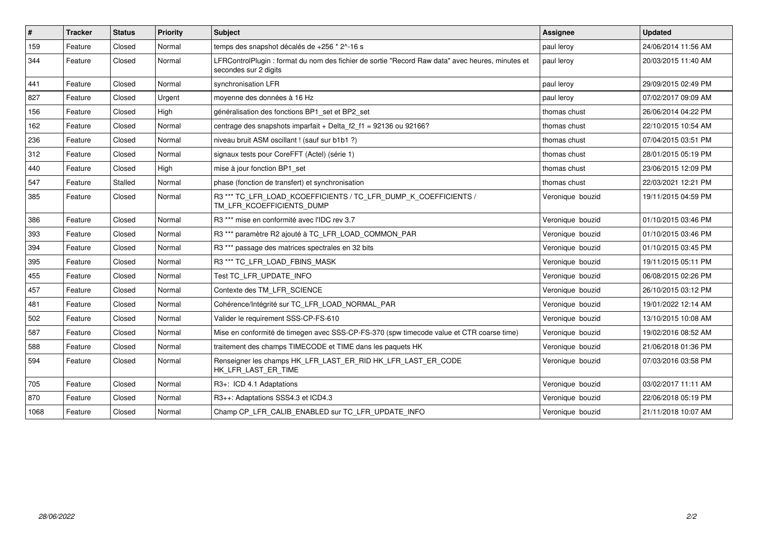| # | Tracker | Status | Priority | Subject | Assignee | Updated |
|---|---|---|---|---|---|---|
| 159 | Feature | Closed | Normal | temps des snapshot décalés de +256 * 2^-16 s | paul leroy | 24/06/2014 11:56 AM |
| 344 | Feature | Closed | Normal | LFRControlPlugin : format du nom des fichier de sortie "Record Raw data" avec heures, minutes et secondes sur 2 digits | paul leroy | 20/03/2015 11:40 AM |
| 441 | Feature | Closed | Normal | synchronisation LFR | paul leroy | 29/09/2015 02:49 PM |
| 827 | Feature | Closed | Urgent | moyenne des données à 16 Hz | paul leroy | 07/02/2017 09:09 AM |
| 156 | Feature | Closed | High | généralisation des fonctions BP1_set et BP2_set | thomas chust | 26/06/2014 04:22 PM |
| 162 | Feature | Closed | Normal | centrage des snapshots imparfait + Delta_f2_f1 = 92136 ou 92166? | thomas chust | 22/10/2015 10:54 AM |
| 236 | Feature | Closed | Normal | niveau bruit ASM oscillant ! (sauf sur b1b1 ?) | thomas chust | 07/04/2015 03:51 PM |
| 312 | Feature | Closed | Normal | signaux tests pour CoreFFT (Actel) (série 1) | thomas chust | 28/01/2015 05:19 PM |
| 440 | Feature | Closed | High | mise à jour fonction BP1_set | thomas chust | 23/06/2015 12:09 PM |
| 547 | Feature | Stalled | Normal | phase (fonction de transfert) et synchronisation | thomas chust | 22/03/2021 12:21 PM |
| 385 | Feature | Closed | Normal | R3 *** TC_LFR_LOAD_KCOEFFICIENTS / TC_LFR_DUMP_K_COEFFICIENTS / TM_LFR_KCOEFFICIENTS_DUMP | Veronique bouzid | 19/11/2015 04:59 PM |
| 386 | Feature | Closed | Normal | R3 *** mise en conformité avec l'IDC rev 3.7 | Veronique bouzid | 01/10/2015 03:46 PM |
| 393 | Feature | Closed | Normal | R3 *** paramètre R2 ajouté à TC_LFR_LOAD_COMMON_PAR | Veronique bouzid | 01/10/2015 03:46 PM |
| 394 | Feature | Closed | Normal | R3 *** passage des matrices spectrales en 32 bits | Veronique bouzid | 01/10/2015 03:45 PM |
| 395 | Feature | Closed | Normal | R3 *** TC_LFR_LOAD_FBINS_MASK | Veronique bouzid | 19/11/2015 05:11 PM |
| 455 | Feature | Closed | Normal | Test TC_LFR_UPDATE_INFO | Veronique bouzid | 06/08/2015 02:26 PM |
| 457 | Feature | Closed | Normal | Contexte des TM_LFR_SCIENCE | Veronique bouzid | 26/10/2015 03:12 PM |
| 481 | Feature | Closed | Normal | Cohérence/Intégrité sur TC_LFR_LOAD_NORMAL_PAR | Veronique bouzid | 19/01/2022 12:14 AM |
| 502 | Feature | Closed | Normal | Valider le requirement SSS-CP-FS-610 | Veronique bouzid | 13/10/2015 10:08 AM |
| 587 | Feature | Closed | Normal | Mise en conformité de timegen avec SSS-CP-FS-370 (spw timecode value et CTR coarse time) | Veronique bouzid | 19/02/2016 08:52 AM |
| 588 | Feature | Closed | Normal | traitement des champs TIMECODE et TIME dans les paquets HK | Veronique bouzid | 21/06/2018 01:36 PM |
| 594 | Feature | Closed | Normal | Renseigner les champs HK_LFR_LAST_ER_RID HK_LFR_LAST_ER_CODE HK_LFR_LAST_ER_TIME | Veronique bouzid | 07/03/2016 03:58 PM |
| 705 | Feature | Closed | Normal | R3+: ICD 4.1 Adaptations | Veronique bouzid | 03/02/2017 11:11 AM |
| 870 | Feature | Closed | Normal | R3++: Adaptations SSS4.3 et ICD4.3 | Veronique bouzid | 22/06/2018 05:19 PM |
| 1068 | Feature | Closed | Normal | Champ CP_LFR_CALIB_ENABLED sur TC_LFR_UPDATE_INFO | Veronique bouzid | 21/11/2018 10:07 AM |